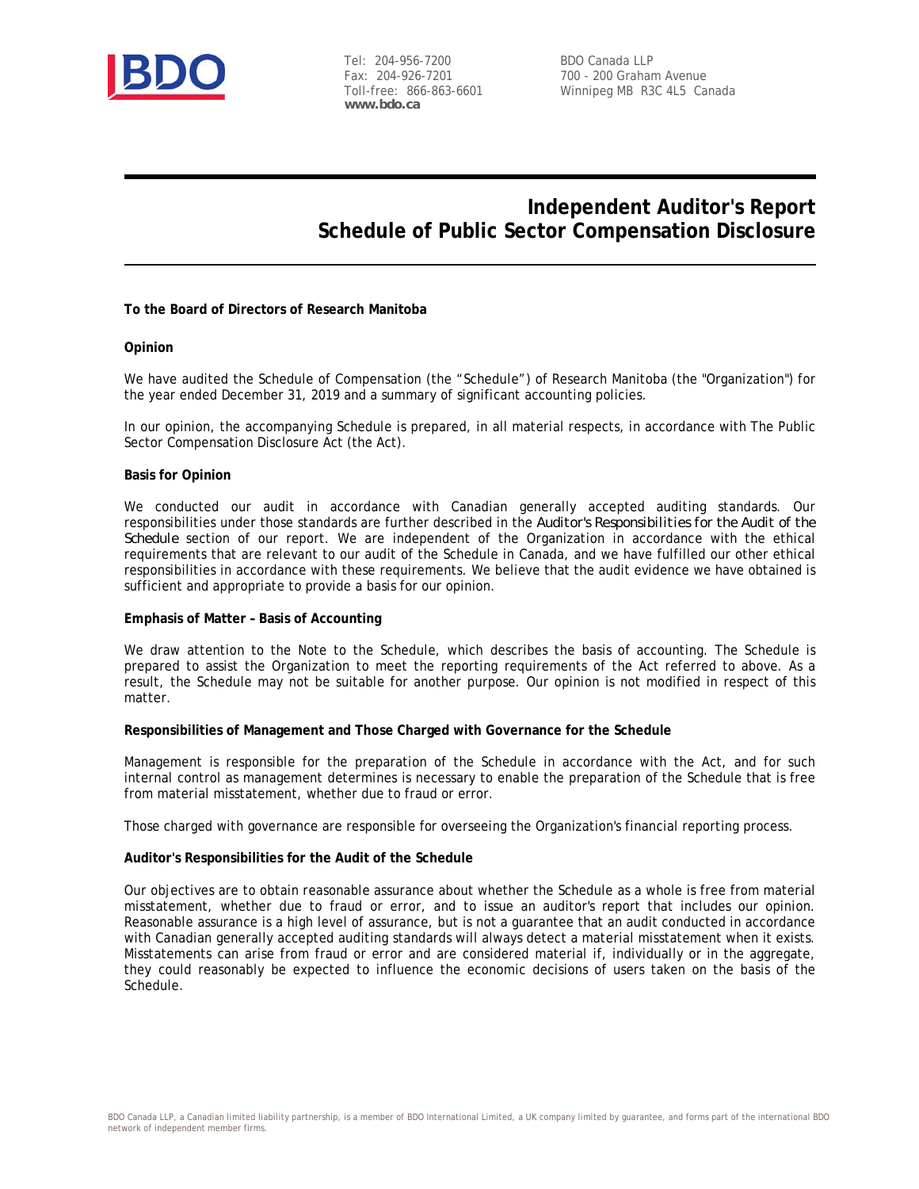Tel: 204-956-7200
Fax: 204-926-7201
Toll-free: 866-863-6601
**www.bdo.ca**

BDO Canada LLP
700 - 200 Graham Avenue
Winnipeg MB R3C 4L5 Canada

# Independent Auditor's Report
# Schedule of Public Sector Compensation Disclosure

**To the Board of Directors of Research Manitoba**

**Opinion**

We have audited the Schedule of Compensation (the "Schedule") of Research Manitoba (the "Organization") for the year ended December 31, 2019 and a summary of significant accounting policies.

In our opinion, the accompanying Schedule is prepared, in all material respects, in accordance with The Public Sector Compensation Disclosure Act (the Act).

**Basis for Opinion**

We conducted our audit in accordance with Canadian generally accepted auditing standards. Our responsibilities under those standards are further described in the *Auditor's Responsibilities for the Audit of the Schedule* section of our report. We are independent of the Organization in accordance with the ethical requirements that are relevant to our audit of the Schedule in Canada, and we have fulfilled our other ethical responsibilities in accordance with these requirements. We believe that the audit evidence we have obtained is sufficient and appropriate to provide a basis for our opinion.

**Emphasis of Matter – Basis of Accounting**

We draw attention to the Note to the Schedule, which describes the basis of accounting. The Schedule is prepared to assist the Organization to meet the reporting requirements of the Act referred to above. As a result, the Schedule may not be suitable for another purpose. Our opinion is not modified in respect of this matter.

**Responsibilities of Management and Those Charged with Governance for the Schedule**

Management is responsible for the preparation of the Schedule in accordance with the Act, and for such internal control as management determines is necessary to enable the preparation of the Schedule that is free from material misstatement, whether due to fraud or error.

Those charged with governance are responsible for overseeing the Organization's financial reporting process.

**Auditor's Responsibilities for the Audit of the Schedule**

Our objectives are to obtain reasonable assurance about whether the Schedule as a whole is free from material misstatement, whether due to fraud or error, and to issue an auditor's report that includes our opinion. Reasonable assurance is a high level of assurance, but is not a guarantee that an audit conducted in accordance with Canadian generally accepted auditing standards will always detect a material misstatement when it exists. Misstatements can arise from fraud or error and are considered material if, individually or in the aggregate, they could reasonably be expected to influence the economic decisions of users taken on the basis of the Schedule.

BDO Canada LLP, a Canadian limited liability partnership, is a member of BDO International Limited, a UK company limited by guarantee, and forms part of the international BDO network of independent member firms.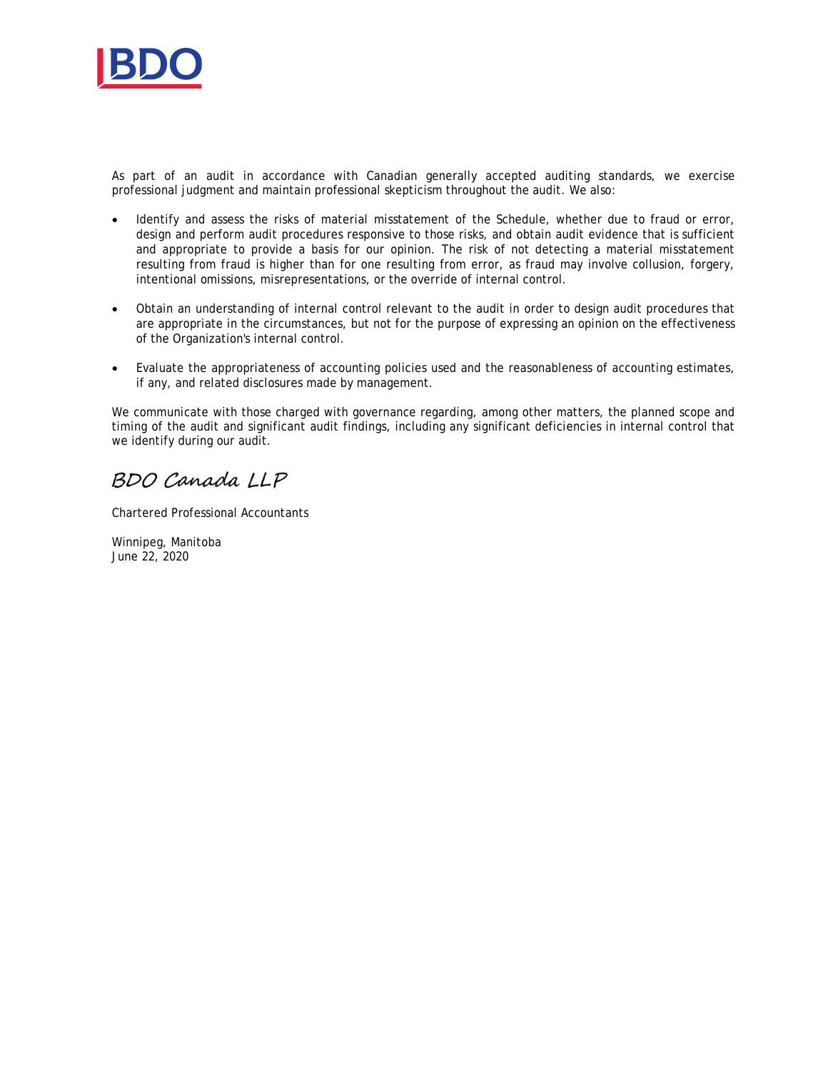As part of an audit in accordance with Canadian generally accepted auditing standards, we exercise professional judgment and maintain professional skepticism throughout the audit. We also:

- Identify and assess the risks of material misstatement of the Schedule, whether due to fraud or error, design and perform audit procedures responsive to those risks, and obtain audit evidence that is sufficient and appropriate to provide a basis for our opinion. The risk of not detecting a material misstatement resulting from fraud is higher than for one resulting from error, as fraud may involve collusion, forgery, intentional omissions, misrepresentations, or the override of internal control.

- Obtain an understanding of internal control relevant to the audit in order to design audit procedures that are appropriate in the circumstances, but not for the purpose of expressing an opinion on the effectiveness of the Organization's internal control.

- Evaluate the appropriateness of accounting policies used and the reasonableness of accounting estimates, if any, and related disclosures made by management.

We communicate with those charged with governance regarding, among other matters, the planned scope and timing of the audit and significant audit findings, including any significant deficiencies in internal control that we identify during our audit.

*BDO Canada LLP*

Chartered Professional Accountants

Winnipeg, Manitoba
June 22, 2020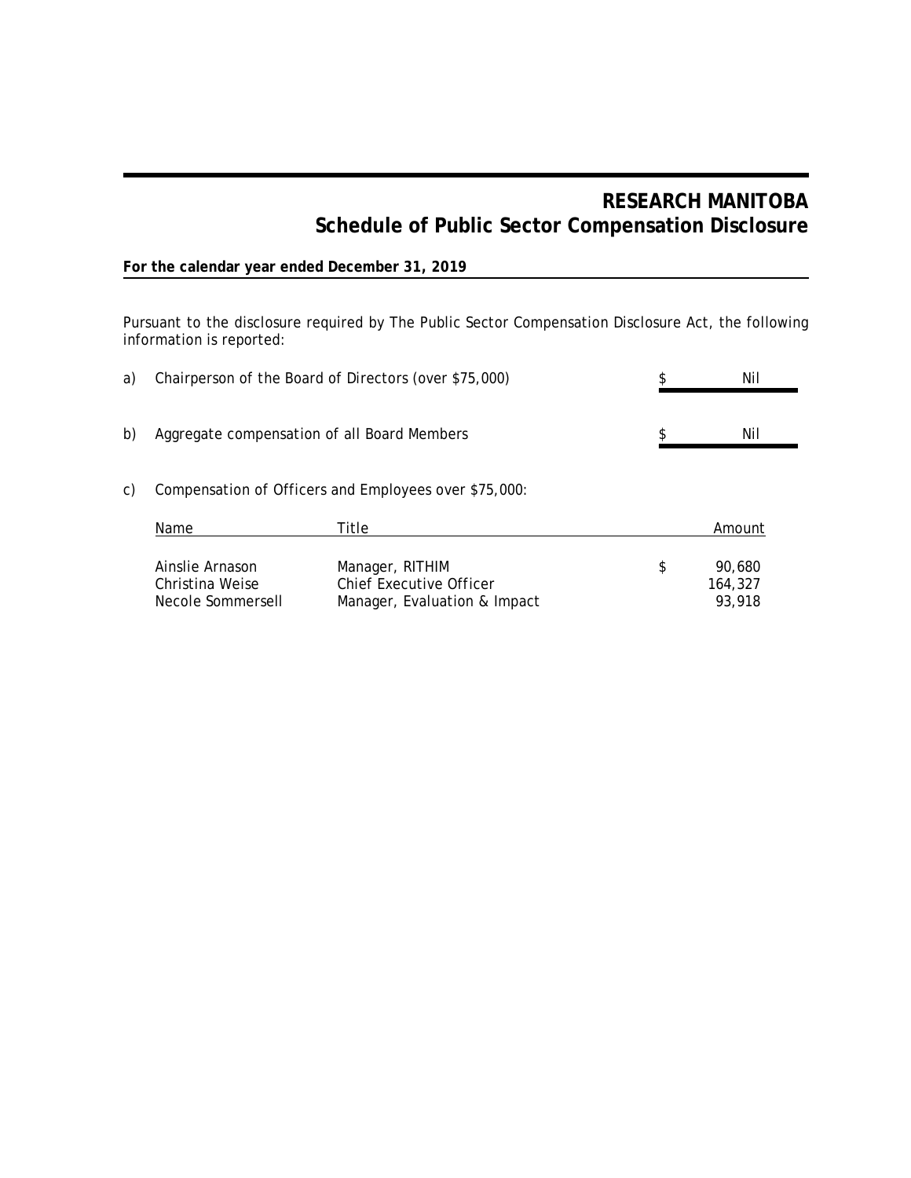# RESEARCH MANITOBA
## Schedule of Public Sector Compensation Disclosure

**For the calendar year ended December 31, 2019**

Pursuant to the disclosure required by The Public Sector Compensation Disclosure Act, the following information is reported:

a) Chairperson of the Board of Directors (over $75,000) — $ Nil

b) Aggregate compensation of all Board Members — $ Nil

c) Compensation of Officers and Employees over $75,000:

| Name | Title | Amount |
|---|---|---|
| Ainslie Arnason | Manager, RITHIM | $ 90,680 |
| Christina Weise | Chief Executive Officer | 164,327 |
| Necole Sommersell | Manager, Evaluation & Impact | 93,918 |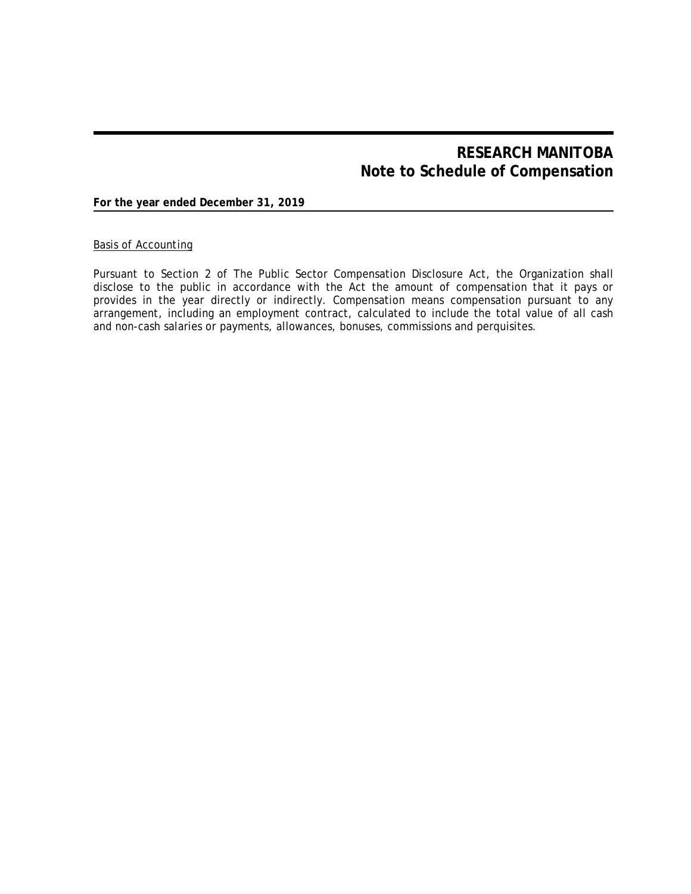# RESEARCH MANITOBA
## Note to Schedule of Compensation

**For the year ended December 31, 2019**

Basis of Accounting

Pursuant to Section 2 of The Public Sector Compensation Disclosure Act, the Organization shall disclose to the public in accordance with the Act the amount of compensation that it pays or provides in the year directly or indirectly. Compensation means compensation pursuant to any arrangement, including an employment contract, calculated to include the total value of all cash and non-cash salaries or payments, allowances, bonuses, commissions and perquisites.